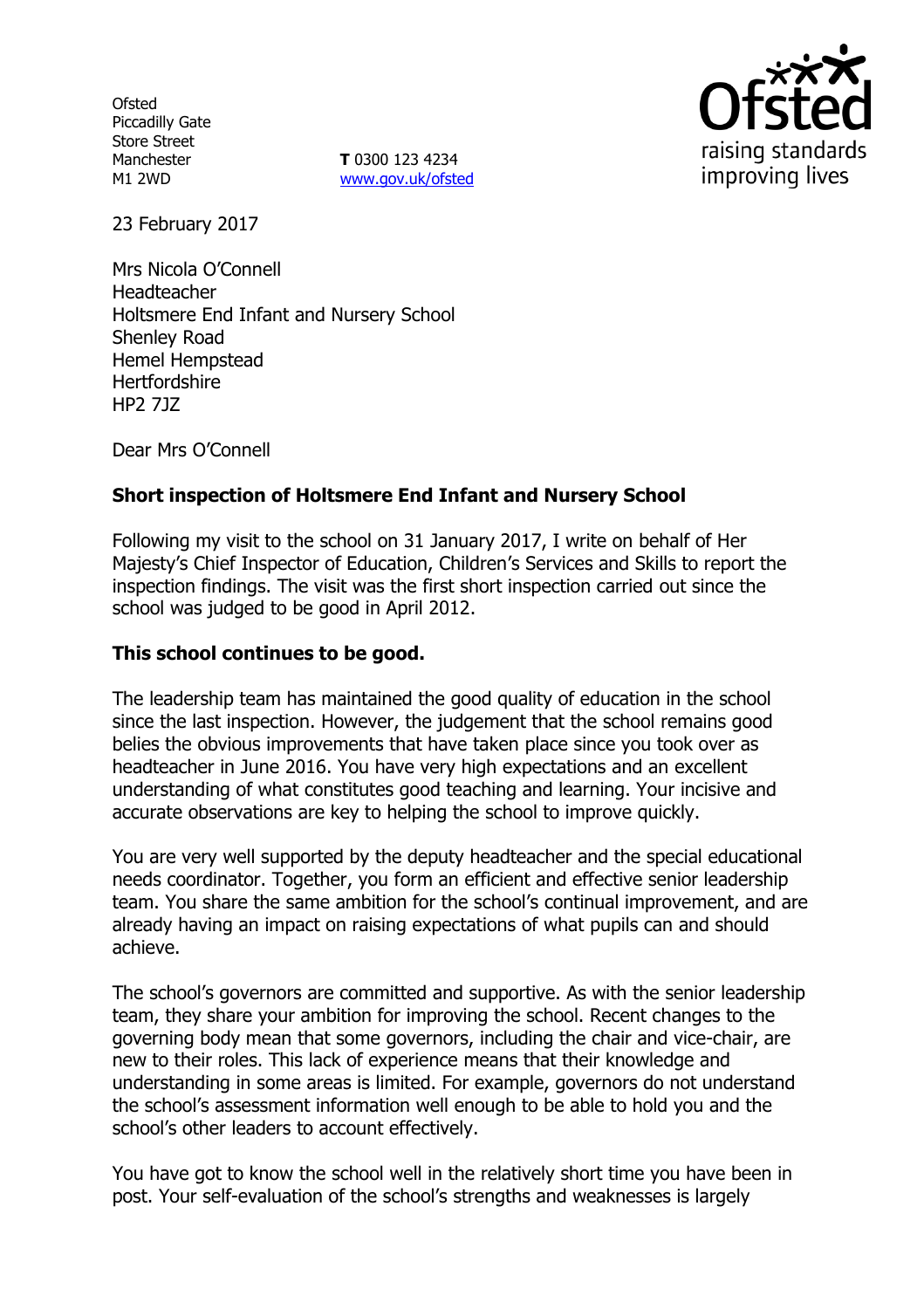Ofsted
Piccadilly Gate
Store Street
Manchester
M1 2WD

**T** 0300 123 4234
www.gov.uk/ofsted

23 February 2017

Mrs Nicola O'Connell
Headteacher
Holtsmere End Infant and Nursery School
Shenley Road
Hemel Hempstead
Hertfordshire
HP2 7JZ

Dear Mrs O'Connell

**Short inspection of Holtsmere End Infant and Nursery School**

Following my visit to the school on 31 January 2017, I write on behalf of Her Majesty's Chief Inspector of Education, Children's Services and Skills to report the inspection findings. The visit was the first short inspection carried out since the school was judged to be good in April 2012.

**This school continues to be good.**

The leadership team has maintained the good quality of education in the school since the last inspection. However, the judgement that the school remains good belies the obvious improvements that have taken place since you took over as headteacher in June 2016. You have very high expectations and an excellent understanding of what constitutes good teaching and learning. Your incisive and accurate observations are key to helping the school to improve quickly.

You are very well supported by the deputy headteacher and the special educational needs coordinator. Together, you form an efficient and effective senior leadership team. You share the same ambition for the school's continual improvement, and are already having an impact on raising expectations of what pupils can and should achieve.

The school's governors are committed and supportive. As with the senior leadership team, they share your ambition for improving the school. Recent changes to the governing body mean that some governors, including the chair and vice-chair, are new to their roles. This lack of experience means that their knowledge and understanding in some areas is limited. For example, governors do not understand the school's assessment information well enough to be able to hold you and the school's other leaders to account effectively.

You have got to know the school well in the relatively short time you have been in post. Your self-evaluation of the school's strengths and weaknesses is largely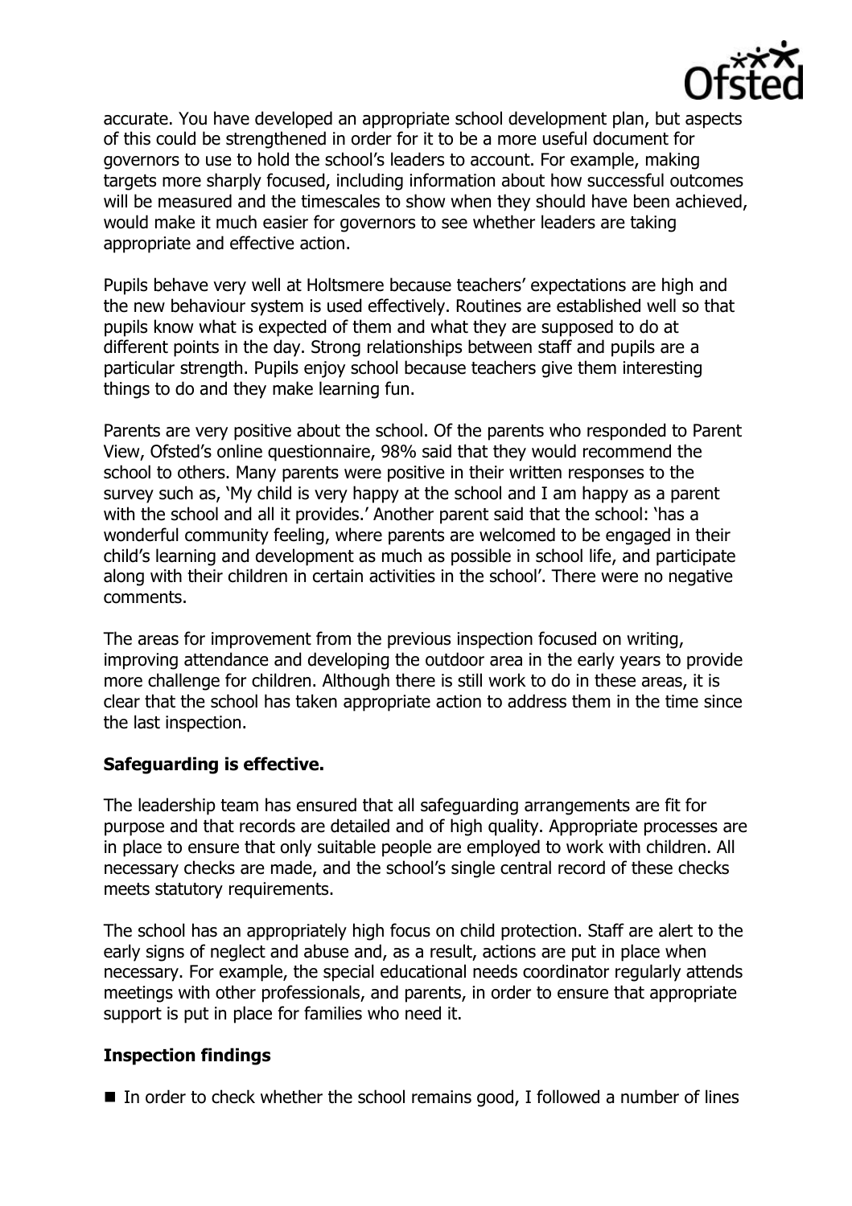accurate. You have developed an appropriate school development plan, but aspects of this could be strengthened in order for it to be a more useful document for governors to use to hold the school's leaders to account. For example, making targets more sharply focused, including information about how successful outcomes will be measured and the timescales to show when they should have been achieved, would make it much easier for governors to see whether leaders are taking appropriate and effective action.

Pupils behave very well at Holtsmere because teachers' expectations are high and the new behaviour system is used effectively. Routines are established well so that pupils know what is expected of them and what they are supposed to do at different points in the day. Strong relationships between staff and pupils are a particular strength. Pupils enjoy school because teachers give them interesting things to do and they make learning fun.

Parents are very positive about the school. Of the parents who responded to Parent View, Ofsted's online questionnaire, 98% said that they would recommend the school to others. Many parents were positive in their written responses to the survey such as, 'My child is very happy at the school and I am happy as a parent with the school and all it provides.' Another parent said that the school: 'has a wonderful community feeling, where parents are welcomed to be engaged in their child's learning and development as much as possible in school life, and participate along with their children in certain activities in the school'. There were no negative comments.

The areas for improvement from the previous inspection focused on writing, improving attendance and developing the outdoor area in the early years to provide more challenge for children. Although there is still work to do in these areas, it is clear that the school has taken appropriate action to address them in the time since the last inspection.

**Safeguarding is effective.**

The leadership team has ensured that all safeguarding arrangements are fit for purpose and that records are detailed and of high quality. Appropriate processes are in place to ensure that only suitable people are employed to work with children. All necessary checks are made, and the school's single central record of these checks meets statutory requirements.

The school has an appropriately high focus on child protection. Staff are alert to the early signs of neglect and abuse and, as a result, actions are put in place when necessary. For example, the special educational needs coordinator regularly attends meetings with other professionals, and parents, in order to ensure that appropriate support is put in place for families who need it.

**Inspection findings**

- In order to check whether the school remains good, I followed a number of lines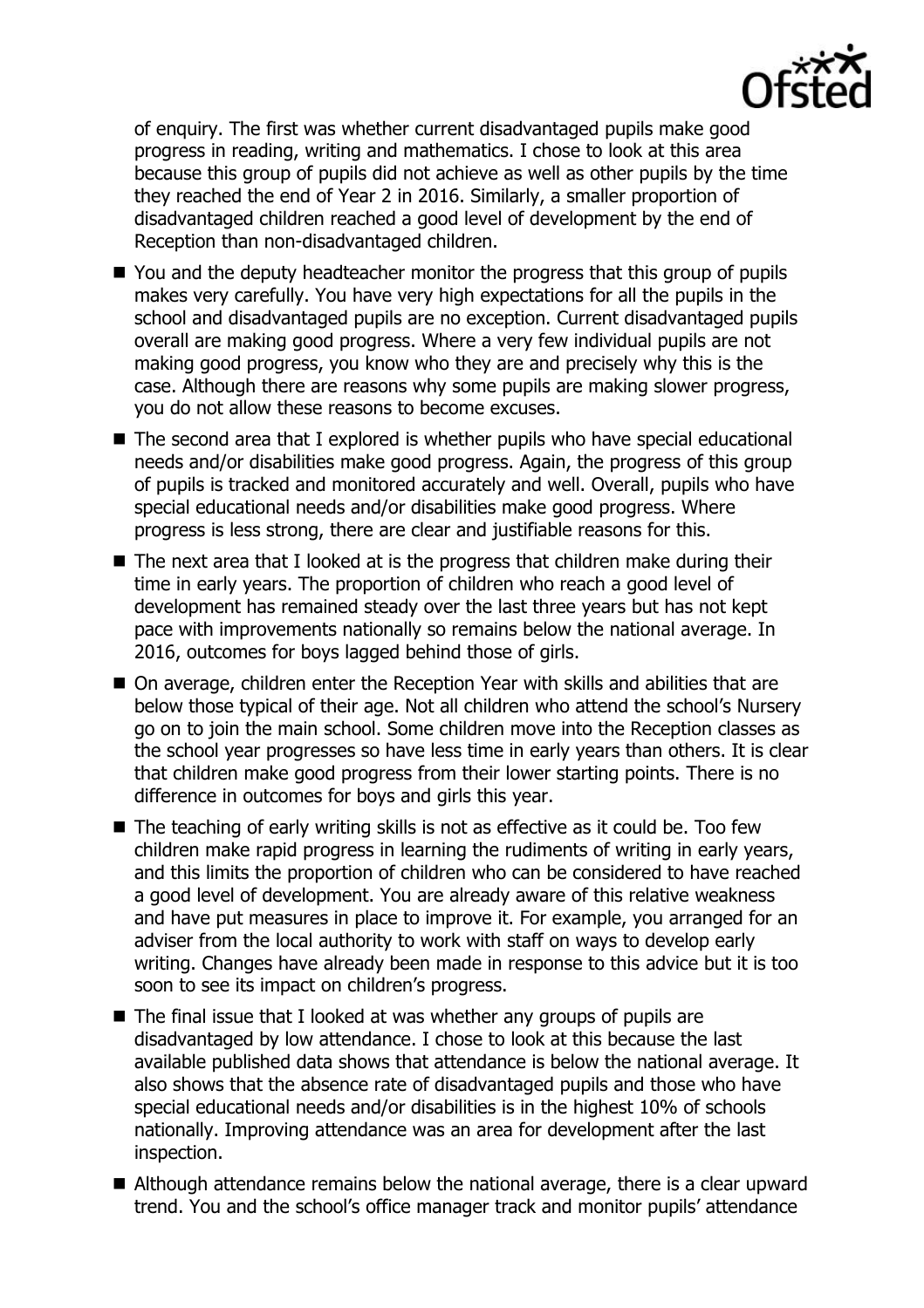of enquiry. The first was whether current disadvantaged pupils make good progress in reading, writing and mathematics. I chose to look at this area because this group of pupils did not achieve as well as other pupils by the time they reached the end of Year 2 in 2016. Similarly, a smaller proportion of disadvantaged children reached a good level of development by the end of Reception than non-disadvantaged children.

- You and the deputy headteacher monitor the progress that this group of pupils makes very carefully. You have very high expectations for all the pupils in the school and disadvantaged pupils are no exception. Current disadvantaged pupils overall are making good progress. Where a very few individual pupils are not making good progress, you know who they are and precisely why this is the case. Although there are reasons why some pupils are making slower progress, you do not allow these reasons to become excuses.
- The second area that I explored is whether pupils who have special educational needs and/or disabilities make good progress. Again, the progress of this group of pupils is tracked and monitored accurately and well. Overall, pupils who have special educational needs and/or disabilities make good progress. Where progress is less strong, there are clear and justifiable reasons for this.
- The next area that I looked at is the progress that children make during their time in early years. The proportion of children who reach a good level of development has remained steady over the last three years but has not kept pace with improvements nationally so remains below the national average. In 2016, outcomes for boys lagged behind those of girls.
- On average, children enter the Reception Year with skills and abilities that are below those typical of their age. Not all children who attend the school's Nursery go on to join the main school. Some children move into the Reception classes as the school year progresses so have less time in early years than others. It is clear that children make good progress from their lower starting points. There is no difference in outcomes for boys and girls this year.
- The teaching of early writing skills is not as effective as it could be. Too few children make rapid progress in learning the rudiments of writing in early years, and this limits the proportion of children who can be considered to have reached a good level of development. You are already aware of this relative weakness and have put measures in place to improve it. For example, you arranged for an adviser from the local authority to work with staff on ways to develop early writing. Changes have already been made in response to this advice but it is too soon to see its impact on children's progress.
- The final issue that I looked at was whether any groups of pupils are disadvantaged by low attendance. I chose to look at this because the last available published data shows that attendance is below the national average. It also shows that the absence rate of disadvantaged pupils and those who have special educational needs and/or disabilities is in the highest 10% of schools nationally. Improving attendance was an area for development after the last inspection.
- Although attendance remains below the national average, there is a clear upward trend. You and the school's office manager track and monitor pupils' attendance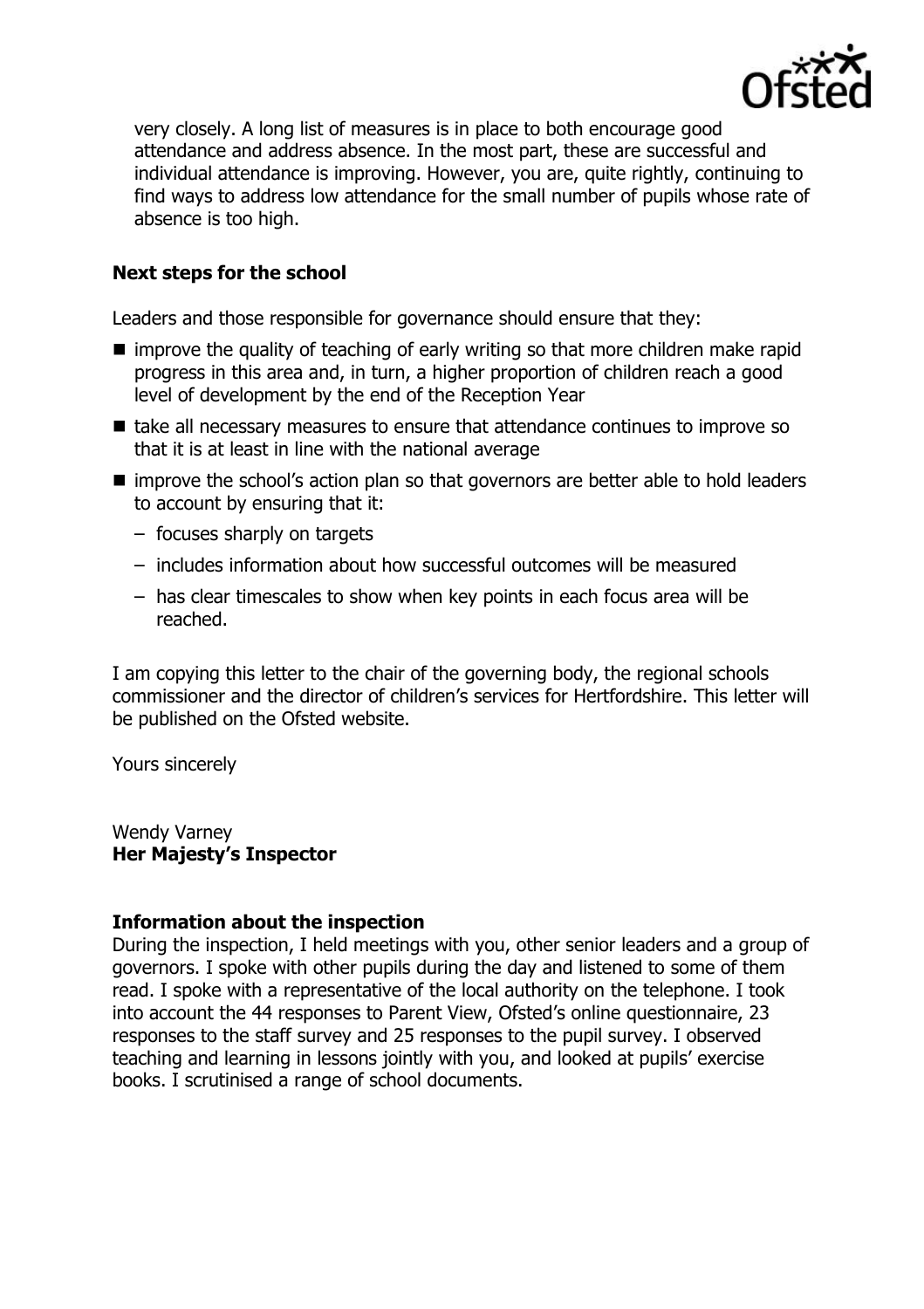very closely. A long list of measures is in place to both encourage good attendance and address absence. In the most part, these are successful and individual attendance is improving. However, you are, quite rightly, continuing to find ways to address low attendance for the small number of pupils whose rate of absence is too high.

## Next steps for the school

Leaders and those responsible for governance should ensure that they:

- improve the quality of teaching of early writing so that more children make rapid progress in this area and, in turn, a higher proportion of children reach a good level of development by the end of the Reception Year
- take all necessary measures to ensure that attendance continues to improve so that it is at least in line with the national average
- improve the school's action plan so that governors are better able to hold leaders to account by ensuring that it:
  - focuses sharply on targets
  - includes information about how successful outcomes will be measured
  - has clear timescales to show when key points in each focus area will be reached.

I am copying this letter to the chair of the governing body, the regional schools commissioner and the director of children's services for Hertfordshire. This letter will be published on the Ofsted website.

Yours sincerely

Wendy Varney
**Her Majesty's Inspector**

## Information about the inspection

During the inspection, I held meetings with you, other senior leaders and a group of governors. I spoke with other pupils during the day and listened to some of them read. I spoke with a representative of the local authority on the telephone. I took into account the 44 responses to Parent View, Ofsted's online questionnaire, 23 responses to the staff survey and 25 responses to the pupil survey. I observed teaching and learning in lessons jointly with you, and looked at pupils' exercise books. I scrutinised a range of school documents.